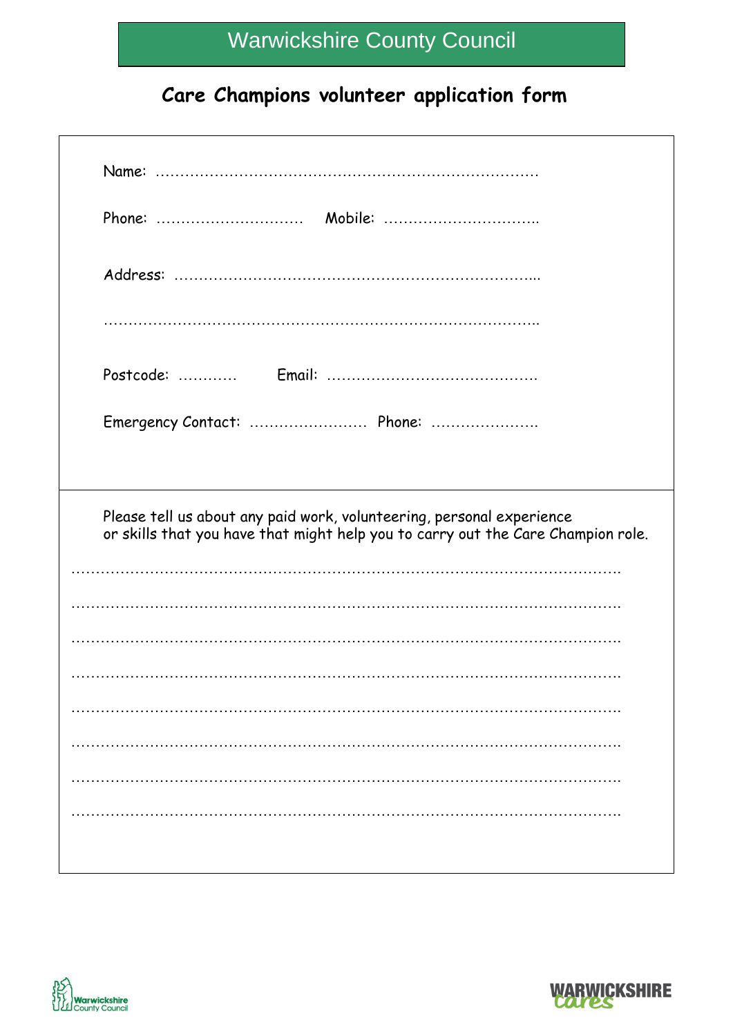Warwickshire County Council

# Care Champions volunteer application form

Name: ……………………………………………………………………

Phone: …………………………  Mobile: …………………………..

Address: ………………………………………………………………...

……………………………………………………………………………..

Postcode: …………  Email: ……………………………………

Emergency Contact: ……………………  Phone: …………………..

Please tell us about any paid work, volunteering, personal experience or skills that you have that might help you to carry out the Care Champion role.

…………………………………………………………………………………………………….

…………………………………………………………………………………………………….

…………………………………………………………………………………………………….

…………………………………………………………………………………………………….

…………………………………………………………………………………………………….

…………………………………………………………………………………………………….

…………………………………………………………………………………………………….

…………………………………………………………………………………………………….

Warwickshire County Council

WARWICKSHIRE cares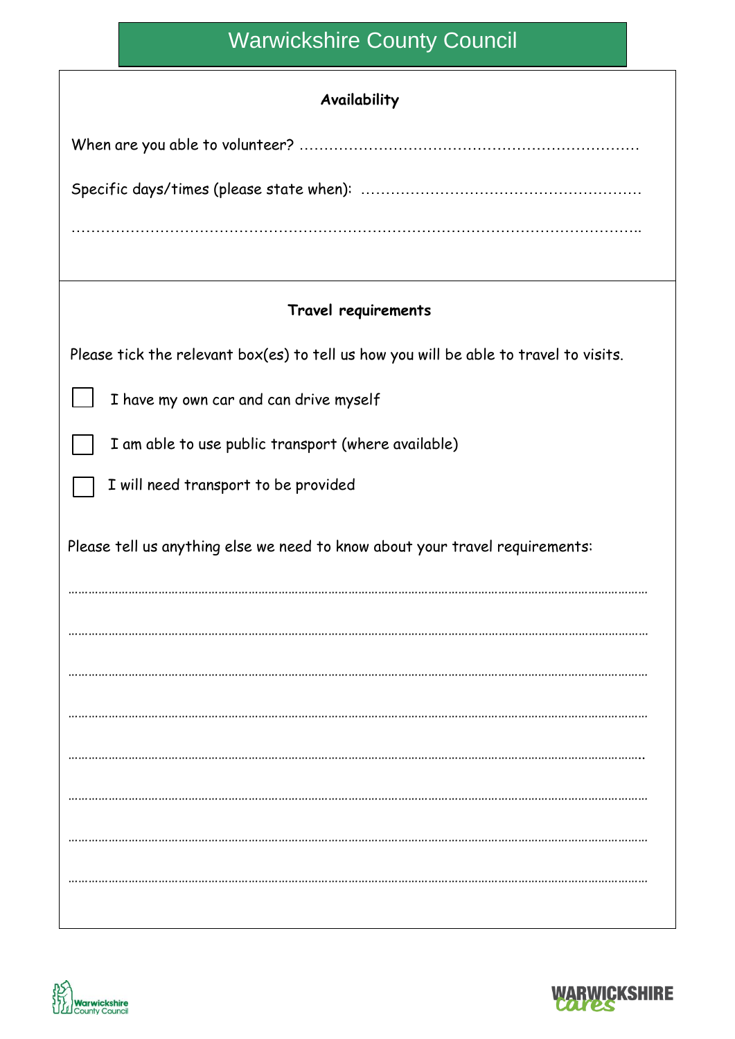**Availability**

When are you able to volunteer? ……………………………………………………………

Specific days/times (please state when): ………………………………………………

……………………………………………………………………………………………………..

**Travel requirements**

Please tick the relevant box(es) to tell us how you will be able to travel to visits.

- ☐ I have my own car and can drive myself
- ☐ I am able to use public transport (where available)
- ☐ I will need transport to be provided

Please tell us anything else we need to know about your travel requirements:

……………………………………………………………………………………………………………………………………………

……………………………………………………………………………………………………………………………………………

……………………………………………………………………………………………………………………………………………

……………………………………………………………………………………………………………………………………………

……………………………………………………………………………………………………………………………………………

……………………………………………………………………………………………………………………………………………

……………………………………………………………………………………………………………………………………………

……………………………………………………………………………………………………………………………………………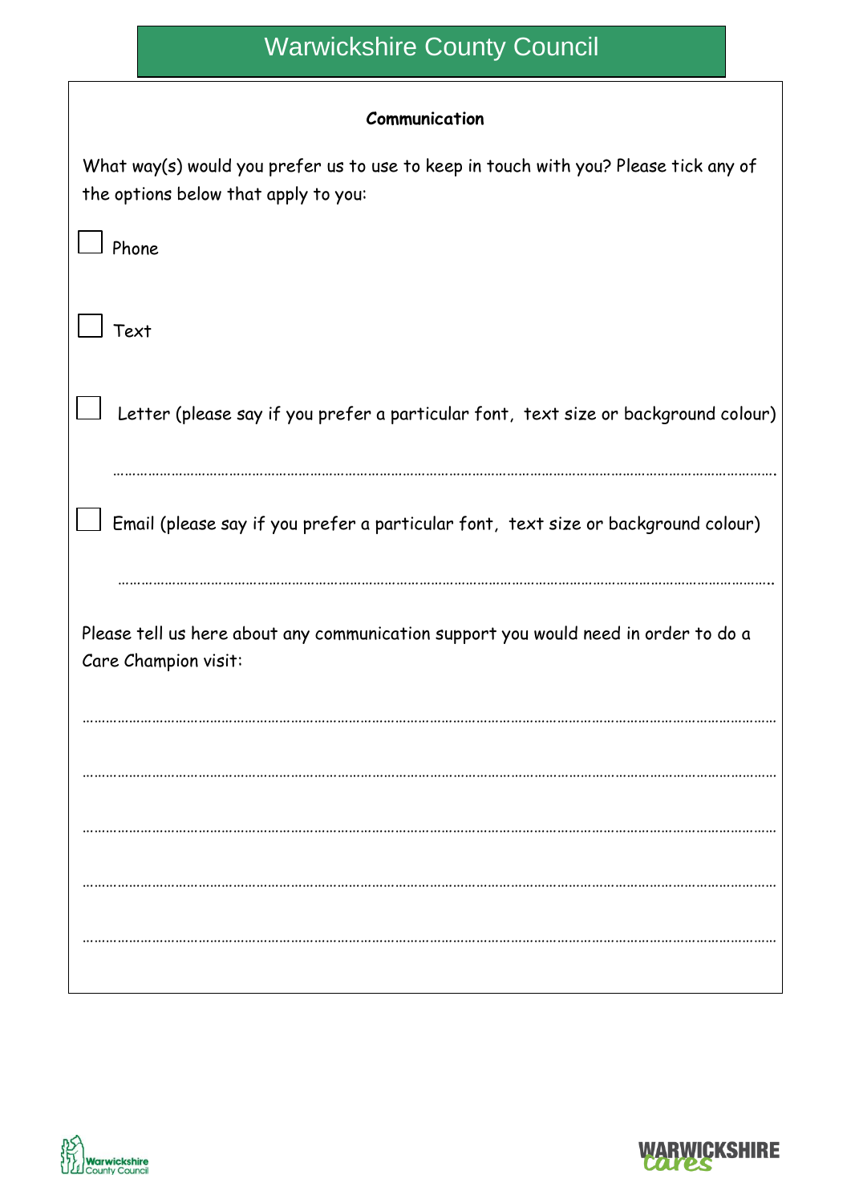# Warwickshire County Council

**Communication**

What way(s) would you prefer us to use to keep in touch with you? Please tick any of the options below that apply to you:

☐ Phone

☐ Text

☐ Letter (please say if you prefer a particular font, text size or background colour)

……………………………………………………………………………………………………………………………………

☐ Email (please say if you prefer a particular font, text size or background colour)

……………………………………………………………………………………………………………………………………

Please tell us here about any communication support you would need in order to do a Care Champion visit:

……………………………………………………………………………………………………………………………………

……………………………………………………………………………………………………………………………………

……………………………………………………………………………………………………………………………………

……………………………………………………………………………………………………………………………………

……………………………………………………………………………………………………………………………………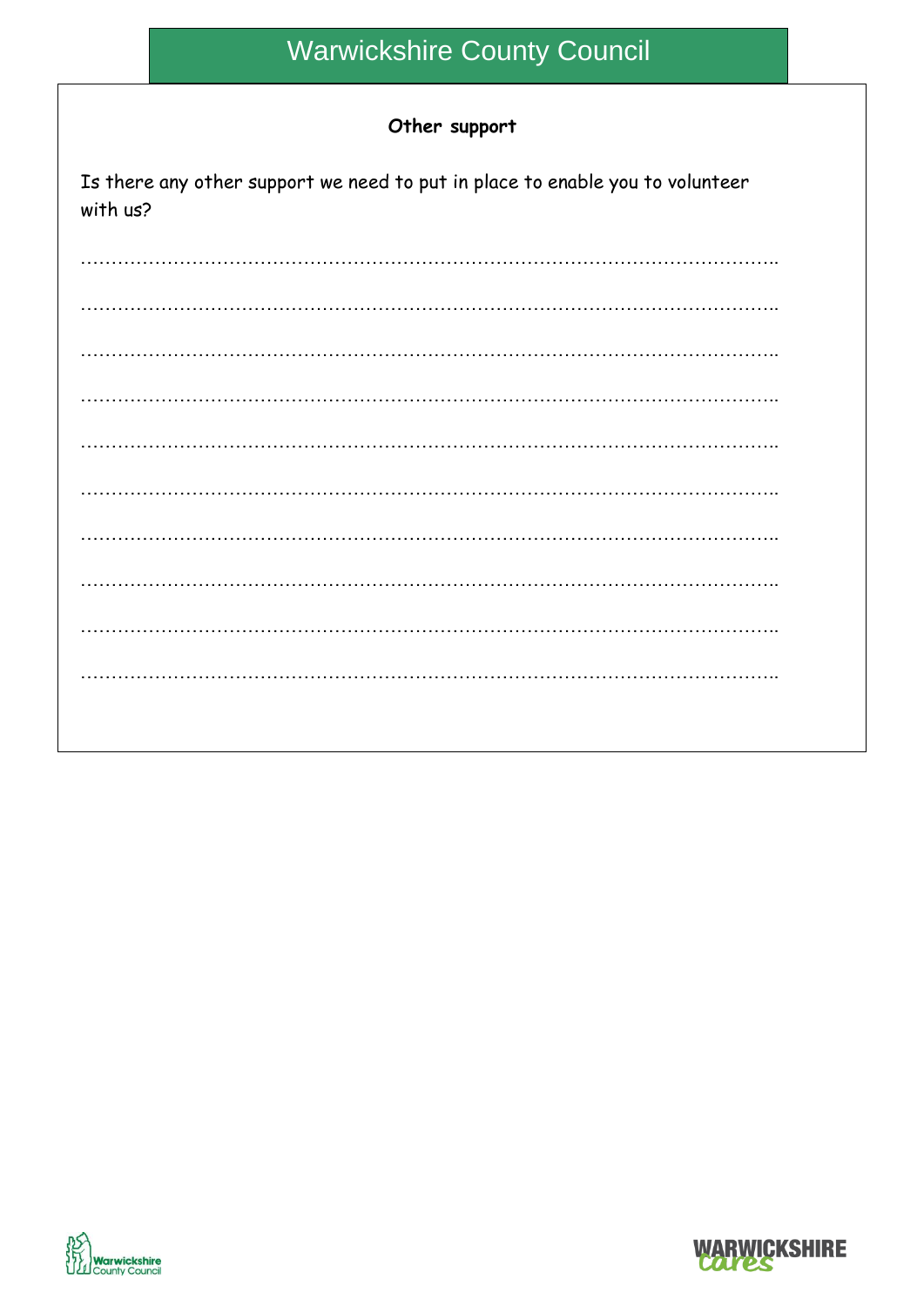## Other support

Is there any other support we need to put in place to enable you to volunteer with us?

…………………………………………………………………………………………………..

…………………………………………………………………………………………………..

…………………………………………………………………………………………………..

…………………………………………………………………………………………………..

…………………………………………………………………………………………………..

…………………………………………………………………………………………………..

…………………………………………………………………………………………………..

…………………………………………………………………………………………………..

…………………………………………………………………………………………………..

…………………………………………………………………………………………………..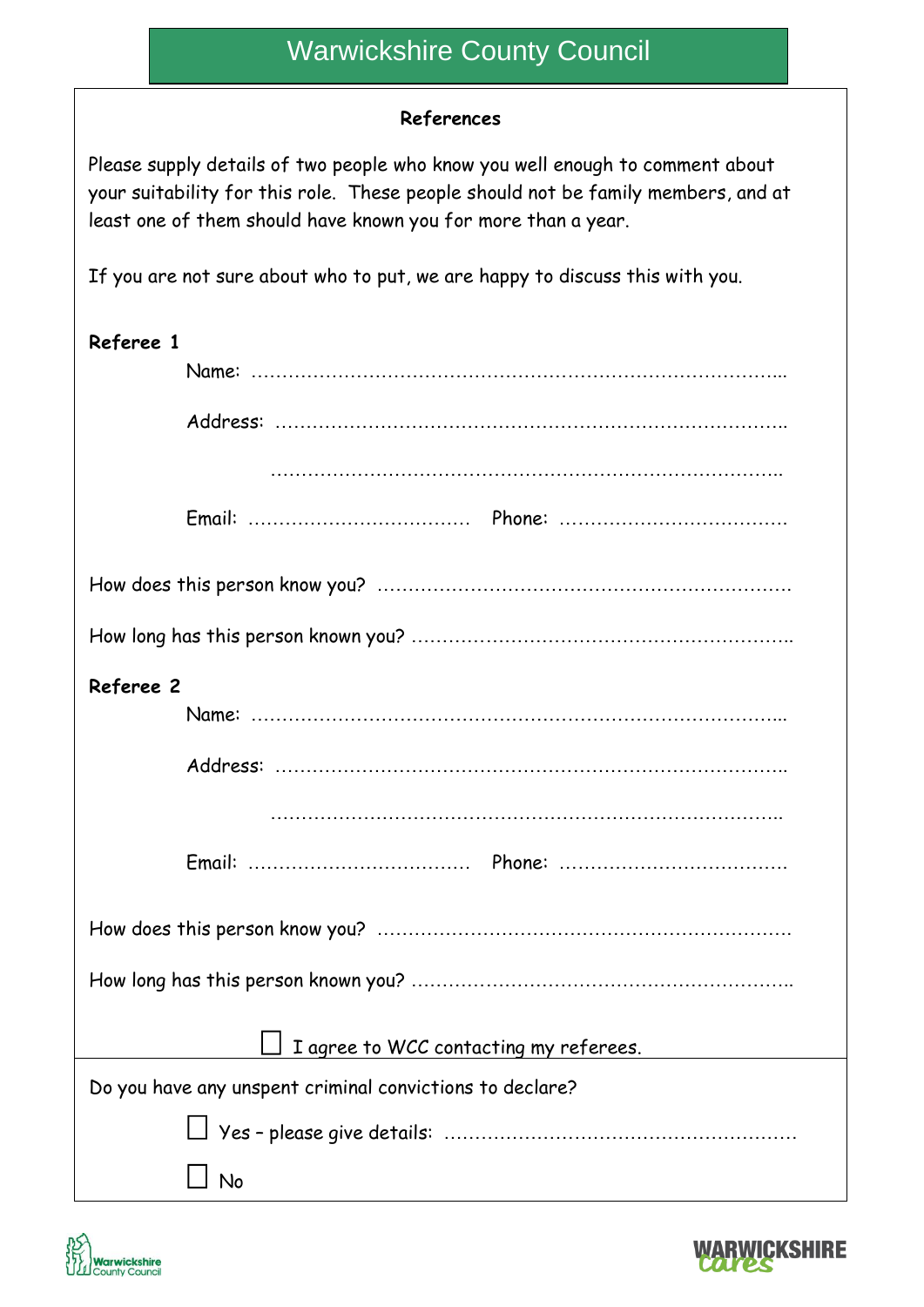# Warwickshire County Council

## References

Please supply details of two people who know you well enough to comment about your suitability for this role. These people should not be family members, and at least one of them should have known you for more than a year.

If you are not sure about who to put, we are happy to discuss this with you.

**Referee 1**

Name: …………………………………………………………………………...

Address: ………………………………………………………………………..

…………………………………………………………………………..

Email: ……………………………… Phone: ………………………………

How does this person know you? ………………………………………………………….

How long has this person known you? …………………………………………………..

**Referee 2**

Name: …………………………………………………………………………...

Address: ………………………………………………………………………..

…………………………………………………………………………..

Email: ……………………………… Phone: ………………………………

How does this person know you? ………………………………………………………….

How long has this person known you? …………………………………………………..

☐ I agree to WCC contacting my referees.

Do you have any unspent criminal convictions to declare?

☐ Yes – please give details: ………………………………………………….

☐ No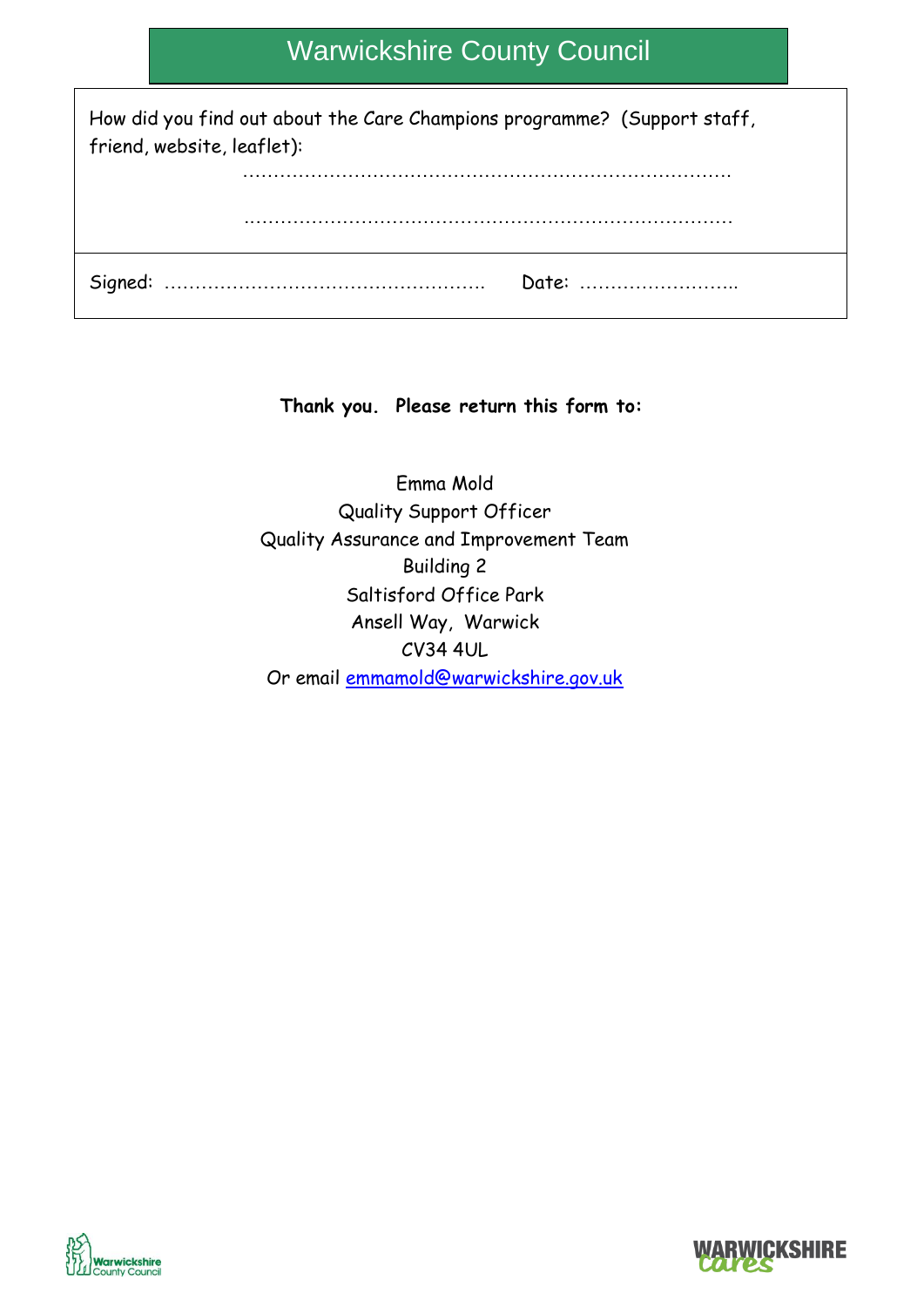# Warwickshire County Council

| |
|---|
| How did you find out about the Care Champions programme? (Support staff, friend, website, leaflet): ………………………………………………………………………. ………………………………………………………………………. |
| Signed: ……………………………………………. Date: …………………….. |

**Thank you. Please return this form to:**

Emma Mold  
Quality Support Officer  
Quality Assurance and Improvement Team  
Building 2  
Saltisford Office Park  
Ansell Way, Warwick  
CV34 4UL  
Or email emmamold@warwickshire.gov.uk